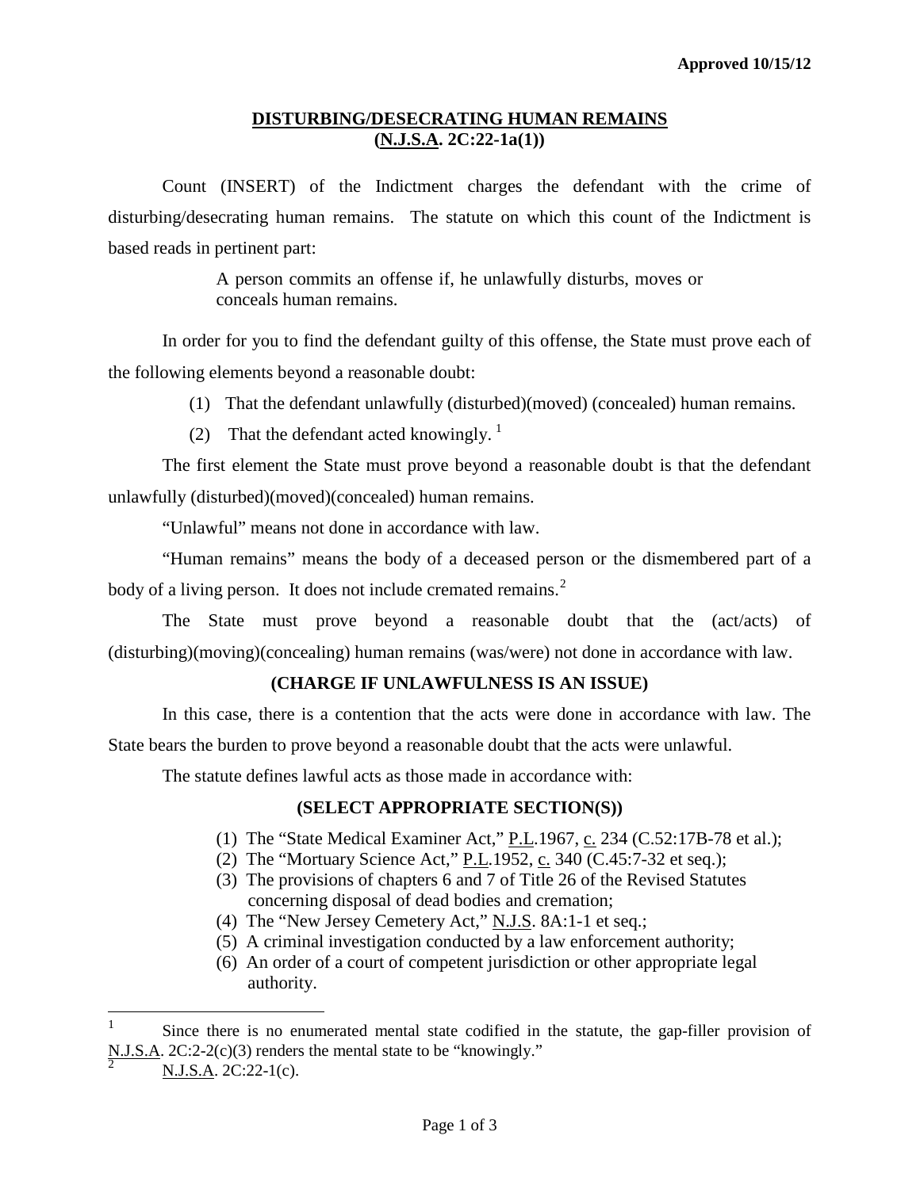**Approved 10/15/12**

## DISTURBING/DESECRATING HUMAN REMAINS (N.J.S.A. 2C:22-1a(1))

Count (INSERT) of the Indictment charges the defendant with the crime of disturbing/desecrating human remains. The statute on which this count of the Indictment is based reads in pertinent part:

> A person commits an offense if, he unlawfully disturbs, moves or conceals human remains.

In order for you to find the defendant guilty of this offense, the State must prove each of the following elements beyond a reasonable doubt:

(1) That the defendant unlawfully (disturbed)(moved) (concealed) human remains.

(2) That the defendant acted knowingly.[1]

The first element the State must prove beyond a reasonable doubt is that the defendant unlawfully (disturbed)(moved)(concealed) human remains.

"Unlawful" means not done in accordance with law.

"Human remains" means the body of a deceased person or the dismembered part of a body of a living person. It does not include cremated remains.[2]

The State must prove beyond a reasonable doubt that the (act/acts) of (disturbing)(moving)(concealing) human remains (was/were) not done in accordance with law.

### (CHARGE IF UNLAWFULNESS IS AN ISSUE)

In this case, there is a contention that the acts were done in accordance with law. The State bears the burden to prove beyond a reasonable doubt that the acts were unlawful.

The statute defines lawful acts as those made in accordance with:

### (SELECT APPROPRIATE SECTION(S))

(1) The "State Medical Examiner Act," P.L.1967, c. 234 (C.52:17B-78 et al.);
(2) The "Mortuary Science Act," P.L.1952, c. 340 (C.45:7-32 et seq.);
(3) The provisions of chapters 6 and 7 of Title 26 of the Revised Statutes concerning disposal of dead bodies and cremation;
(4) The "New Jersey Cemetery Act," N.J.S. 8A:1-1 et seq.;
(5) A criminal investigation conducted by a law enforcement authority;
(6) An order of a court of competent jurisdiction or other appropriate legal authority.

---

[1] Since there is no enumerated mental state codified in the statute, the gap-filler provision of N.J.S.A. 2C:2-2(c)(3) renders the mental state to be "knowingly."

[2] N.J.S.A. 2C:22-1(c).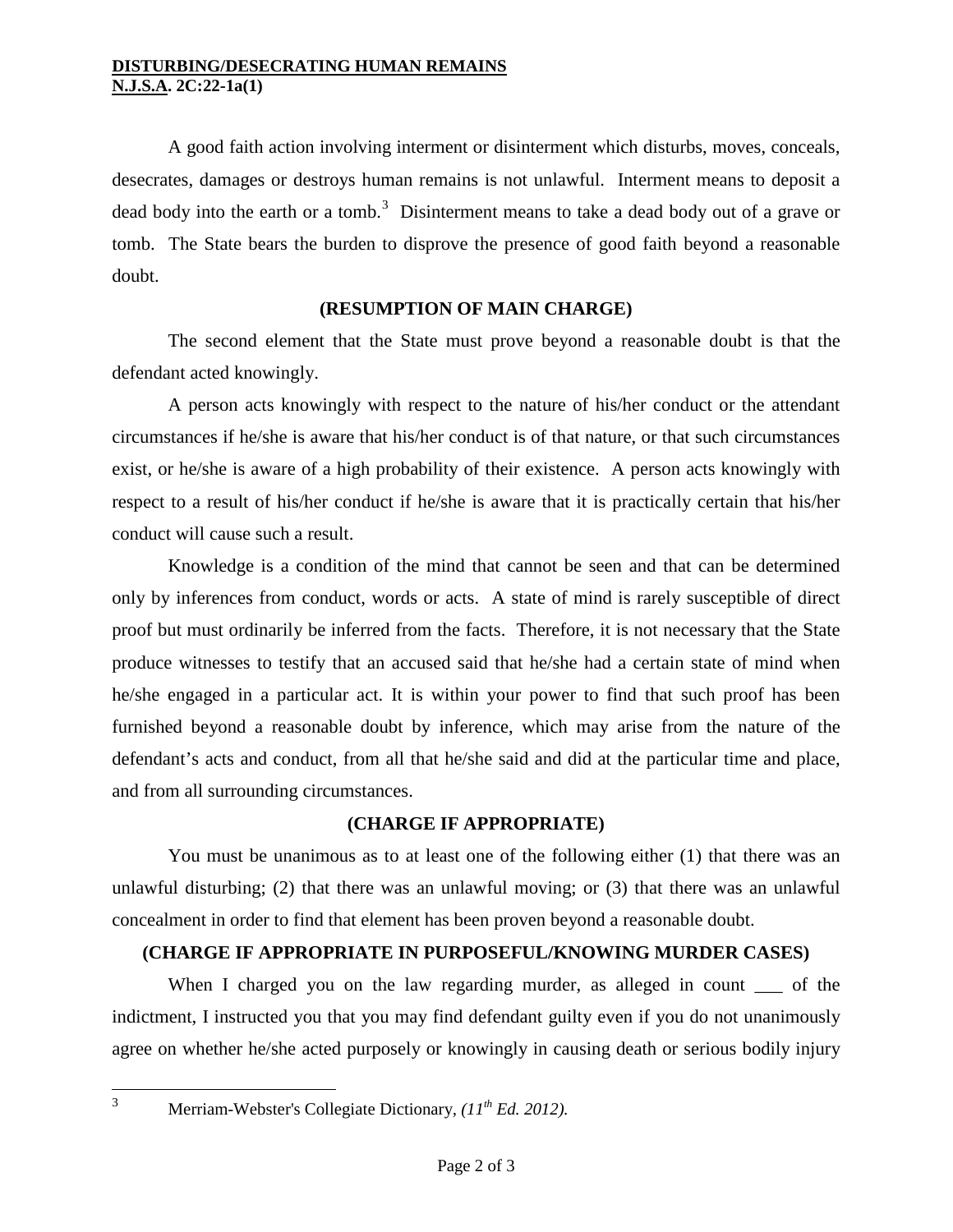A good faith action involving interment or disinterment which disturbs, moves, conceals, desecrates, damages or destroys human remains is not unlawful. Interment means to deposit a dead body into the earth or a tomb.[3] Disinterment means to take a dead body out of a grave or tomb. The State bears the burden to disprove the presence of good faith beyond a reasonable doubt.

**(RESUMPTION OF MAIN CHARGE)**

The second element that the State must prove beyond a reasonable doubt is that the defendant acted knowingly.

A person acts knowingly with respect to the nature of his/her conduct or the attendant circumstances if he/she is aware that his/her conduct is of that nature, or that such circumstances exist, or he/she is aware of a high probability of their existence. A person acts knowingly with respect to a result of his/her conduct if he/she is aware that it is practically certain that his/her conduct will cause such a result.

Knowledge is a condition of the mind that cannot be seen and that can be determined only by inferences from conduct, words or acts. A state of mind is rarely susceptible of direct proof but must ordinarily be inferred from the facts. Therefore, it is not necessary that the State produce witnesses to testify that an accused said that he/she had a certain state of mind when he/she engaged in a particular act. It is within your power to find that such proof has been furnished beyond a reasonable doubt by inference, which may arise from the nature of the defendant's acts and conduct, from all that he/she said and did at the particular time and place, and from all surrounding circumstances.

**(CHARGE IF APPROPRIATE)**

You must be unanimous as to at least one of the following either (1) that there was an unlawful disturbing; (2) that there was an unlawful moving; or (3) that there was an unlawful concealment in order to find that element has been proven beyond a reasonable doubt.

**(CHARGE IF APPROPRIATE IN PURPOSEFUL/KNOWING MURDER CASES)**

When I charged you on the law regarding murder, as alleged in count ___ of the indictment, I instructed you that you may find defendant guilty even if you do not unanimously agree on whether he/she acted purposely or knowingly in causing death or serious bodily injury

---

[3] Merriam-Webster's Collegiate Dictionary, *(11th Ed. 2012).*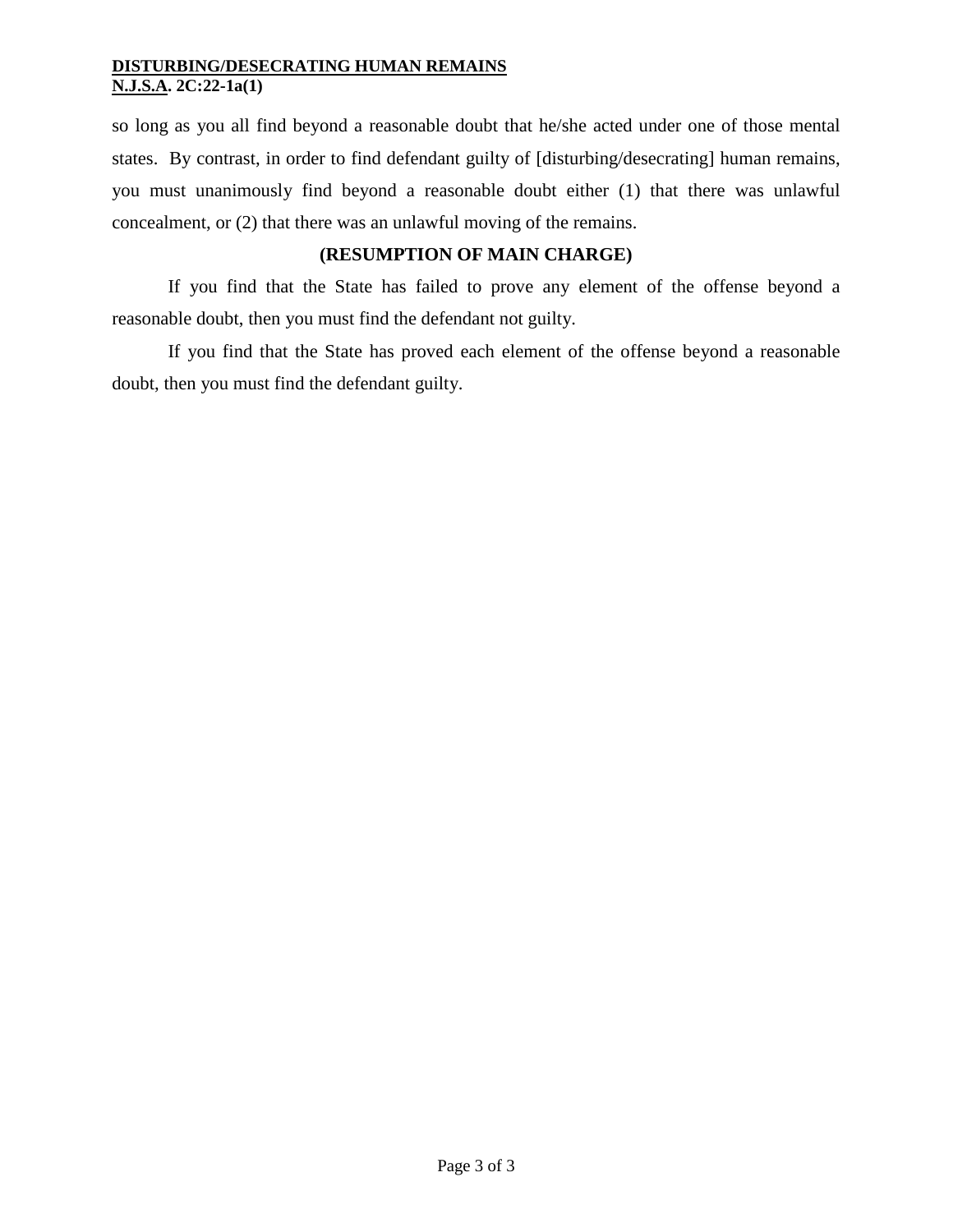so long as you all find beyond a reasonable doubt that he/she acted under one of those mental states. By contrast, in order to find defendant guilty of [disturbing/desecrating] human remains, you must unanimously find beyond a reasonable doubt either (1) that there was unlawful concealment, or (2) that there was an unlawful moving of the remains.

**(RESUMPTION OF MAIN CHARGE)**

If you find that the State has failed to prove any element of the offense beyond a reasonable doubt, then you must find the defendant not guilty.

If you find that the State has proved each element of the offense beyond a reasonable doubt, then you must find the defendant guilty.